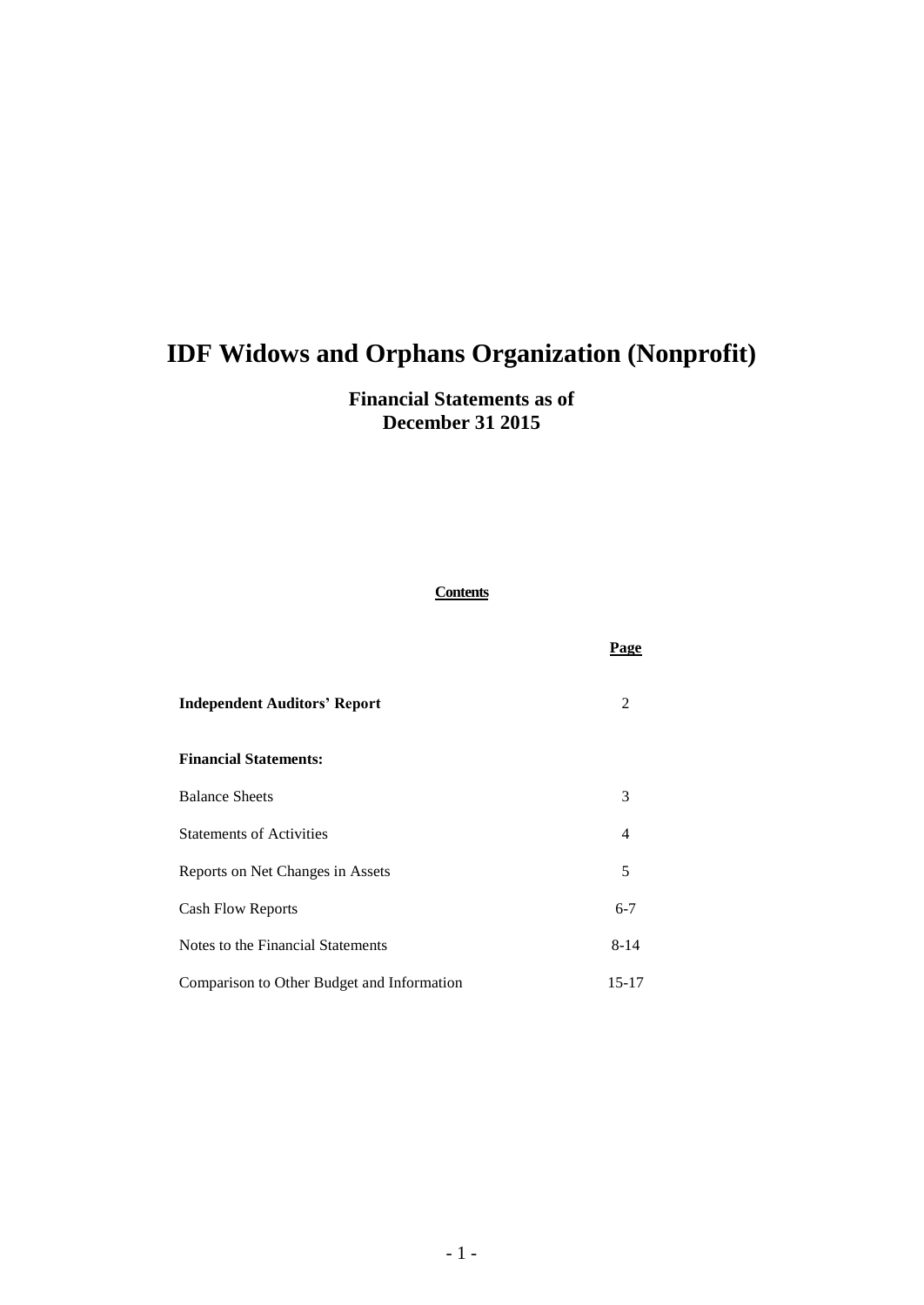# IDF Widows and Orphans Organization (Nonprofit)

## Financial Statements as of December 31 2015

**Contents**

| | Page |
|---|---|
| **Independent Auditors' Report** | 2 |
| **Financial Statements:** | |
| Balance Sheets | 3 |
| Statements of Activities | 4 |
| Reports on Net Changes in Assets | 5 |
| Cash Flow Reports | 6-7 |
| Notes to the Financial Statements | 8-14 |
| Comparison to Other Budget and Information | 15-17 |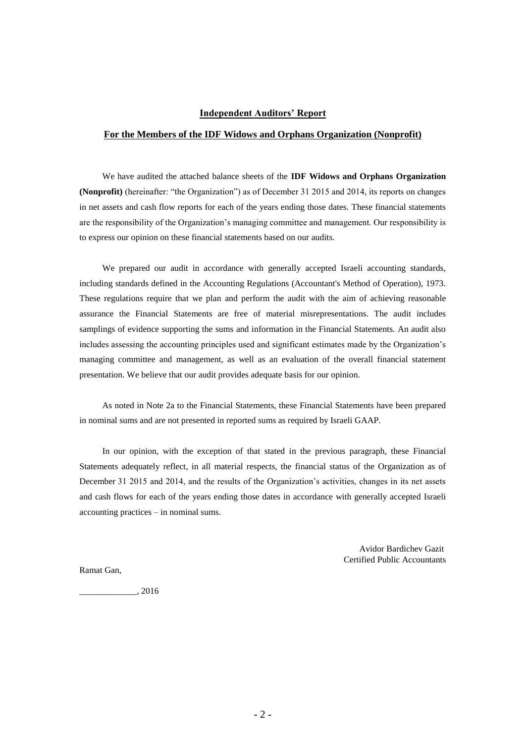## Independent Auditors' Report

## For the Members of the IDF Widows and Orphans Organization (Nonprofit)

We have audited the attached balance sheets of the **IDF Widows and Orphans Organization (Nonprofit)** (hereinafter: "the Organization") as of December 31 2015 and 2014, its reports on changes in net assets and cash flow reports for each of the years ending those dates. These financial statements are the responsibility of the Organization's managing committee and management. Our responsibility is to express our opinion on these financial statements based on our audits.

We prepared our audit in accordance with generally accepted Israeli accounting standards, including standards defined in the Accounting Regulations (Accountant's Method of Operation), 1973. These regulations require that we plan and perform the audit with the aim of achieving reasonable assurance the Financial Statements are free of material misrepresentations. The audit includes samplings of evidence supporting the sums and information in the Financial Statements. An audit also includes assessing the accounting principles used and significant estimates made by the Organization's managing committee and management, as well as an evaluation of the overall financial statement presentation. We believe that our audit provides adequate basis for our opinion.

As noted in Note 2a to the Financial Statements, these Financial Statements have been prepared in nominal sums and are not presented in reported sums as required by Israeli GAAP.

In our opinion, with the exception of that stated in the previous paragraph, these Financial Statements adequately reflect, in all material respects, the financial status of the Organization as of December 31 2015 and 2014, and the results of the Organization's activities, changes in its net assets and cash flows for each of the years ending those dates in accordance with generally accepted Israeli accounting practices – in nominal sums.

Avidor Bardichev Gazit
Certified Public Accountants

Ramat Gan,

_____________, 2016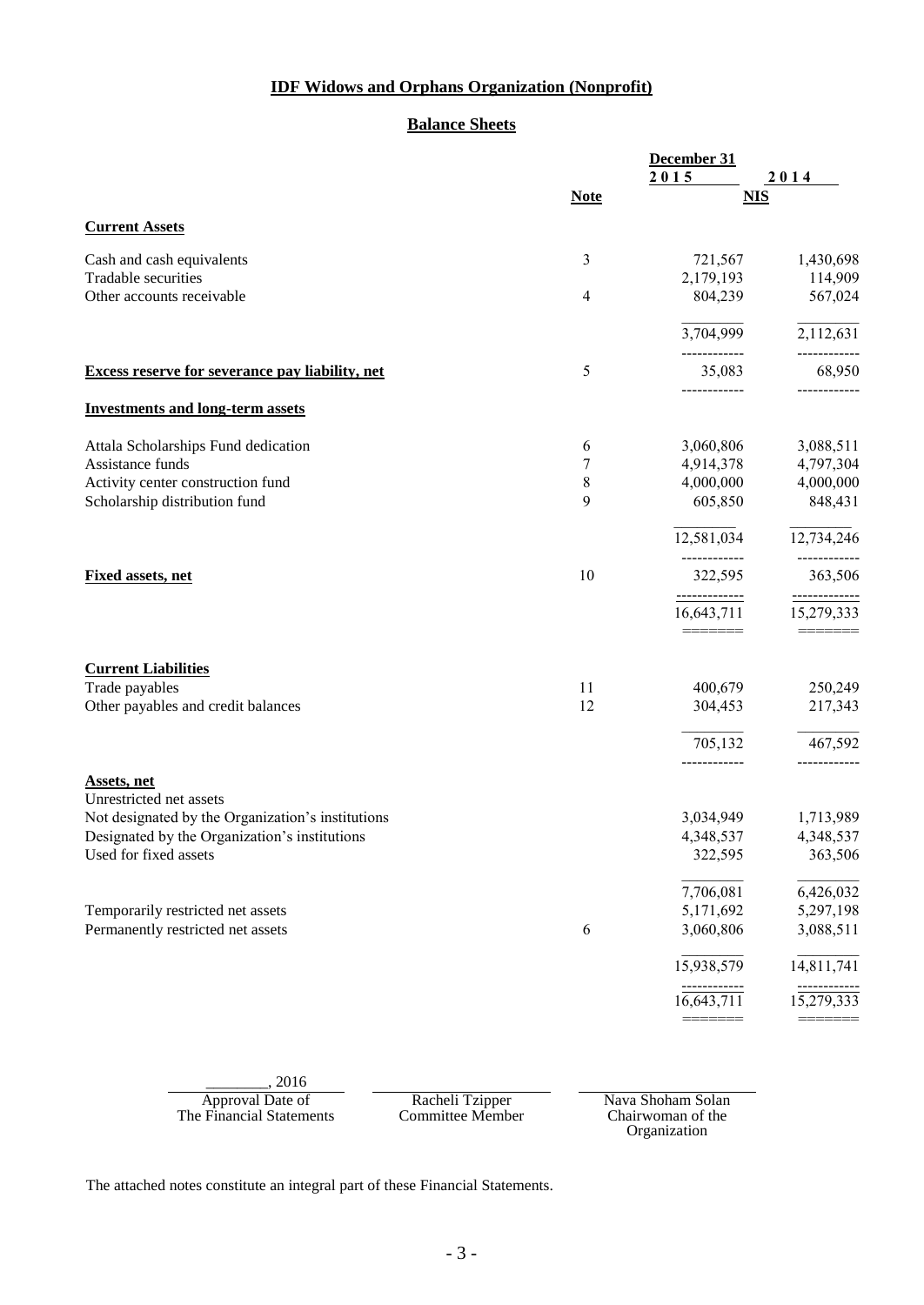# IDF Widows and Orphans Organization (Nonprofit)

## Balance Sheets

| | Note | December 31 2015 | 2014 |
|---|---|---|---|
| | | NIS | |
| **Current Assets** | | | |
| Cash and cash equivalents | 3 | 721,567 | 1,430,698 |
| Tradable securities | | 2,179,193 | 114,909 |
| Other accounts receivable | 4 | 804,239 | 567,024 |
| | | 3,704,999 | 2,112,631 |
| **Excess reserve for severance pay liability, net** | 5 | 35,083 | 68,950 |
| **Investments and long-term assets** | | | |
| Attala Scholarships Fund dedication | 6 | 3,060,806 | 3,088,511 |
| Assistance funds | 7 | 4,914,378 | 4,797,304 |
| Activity center construction fund | 8 | 4,000,000 | 4,000,000 |
| Scholarship distribution fund | 9 | 605,850 | 848,431 |
| | | 12,581,034 | 12,734,246 |
| **Fixed assets, net** | 10 | 322,595 | 363,506 |
| | | 16,643,711 | 15,279,333 |
| **Current Liabilities** | | | |
| Trade payables | 11 | 400,679 | 250,249 |
| Other payables and credit balances | 12 | 304,453 | 217,343 |
| | | 705,132 | 467,592 |
| **Assets, net** | | | |
| Unrestricted net assets | | | |
| Not designated by the Organization's institutions | | 3,034,949 | 1,713,989 |
| Designated by the Organization's institutions | | 4,348,537 | 4,348,537 |
| Used for fixed assets | | 322,595 | 363,506 |
| | | 7,706,081 | 6,426,032 |
| Temporarily restricted net assets | | 5,171,692 | 5,297,198 |
| Permanently restricted net assets | 6 | 3,060,806 | 3,088,511 |
| | | 15,938,579 | 14,811,741 |
| | | 16,643,711 | 15,279,333 |

| ________, 2016 | | |
|---|---|---|
| Approval Date of The Financial Statements | Racheli Tzipper Committee Member | Nava Shoham Solan Chairwoman of the Organization |

The attached notes constitute an integral part of these Financial Statements.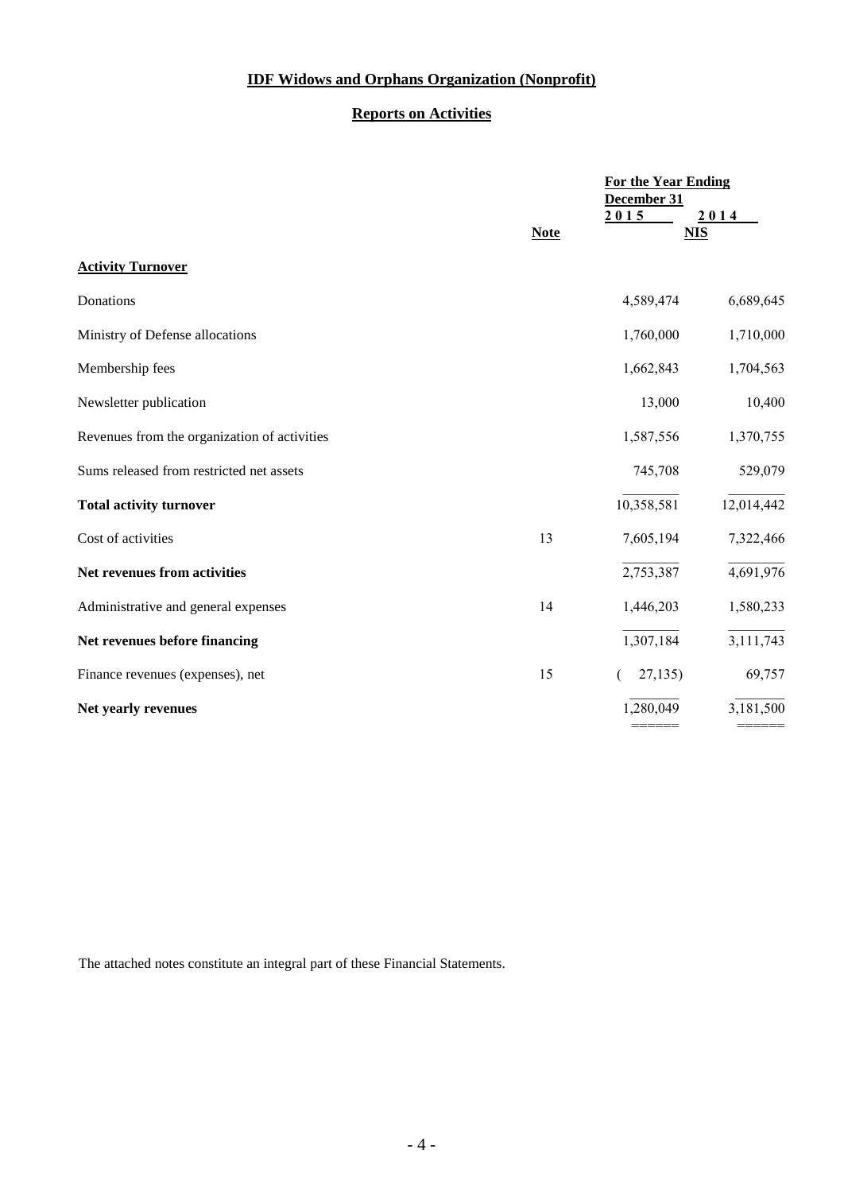# IDF Widows and Orphans Organization (Nonprofit)

## Reports on Activities

| | Note | For the Year Ending December 31 2015 | 2014 |
|---|---|---|---|
| | | NIS | |
| **Activity Turnover** | | | |
| Donations | | 4,589,474 | 6,689,645 |
| Ministry of Defense allocations | | 1,760,000 | 1,710,000 |
| Membership fees | | 1,662,843 | 1,704,563 |
| Newsletter publication | | 13,000 | 10,400 |
| Revenues from the organization of activities | | 1,587,556 | 1,370,755 |
| Sums released from restricted net assets | | 745,708 | 529,079 |
| **Total activity turnover** | | 10,358,581 | 12,014,442 |
| Cost of activities | 13 | 7,605,194 | 7,322,466 |
| **Net revenues from activities** | | 2,753,387 | 4,691,976 |
| Administrative and general expenses | 14 | 1,446,203 | 1,580,233 |
| **Net revenues before financing** | | 1,307,184 | 3,111,743 |
| Finance revenues (expenses), net | 15 | ( 27,135) | 69,757 |
| **Net yearly revenues** | | 1,280,049 | 3,181,500 |

The attached notes constitute an integral part of these Financial Statements.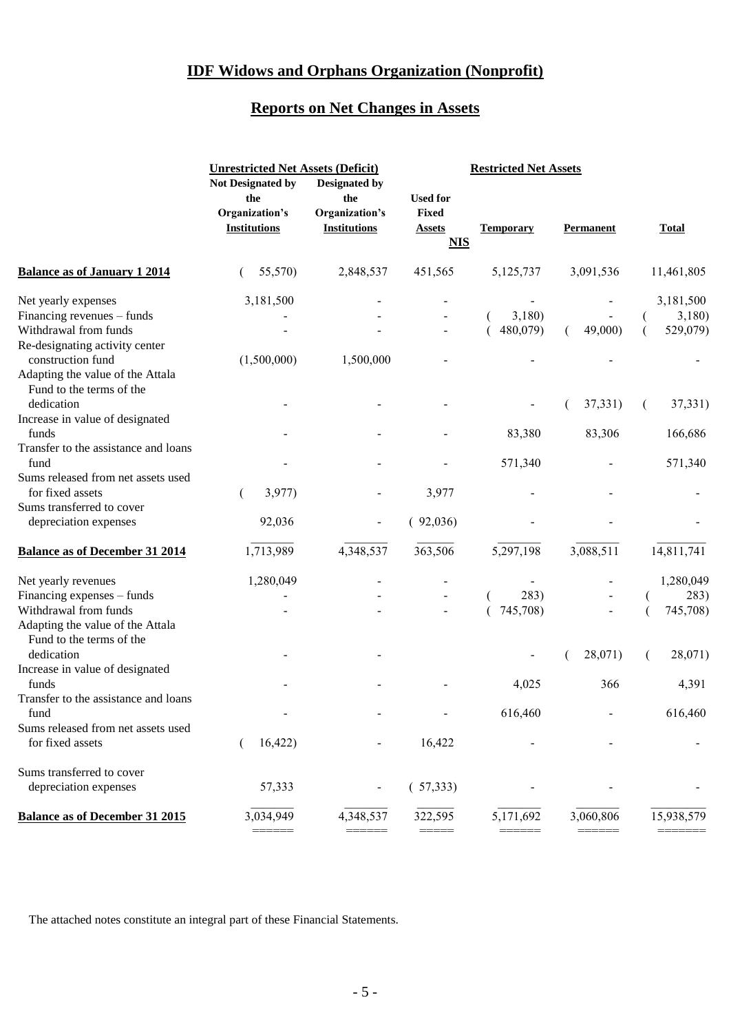# IDF Widows and Orphans Organization (Nonprofit)

## Reports on Net Changes in Assets

| | Unrestricted Net Assets (Deficit) | | Restricted Net Assets | | | |
|---|---|---|---|---|---|---|
| | Not Designated by the Organization's Institutions | Designated by the Organization's Institutions | Used for Fixed Assets | Temporary | Permanent | Total |
| | | | NIS | | | |
| **Balance as of January 1 2014** | (55,570) | 2,848,537 | 451,565 | 5,125,737 | 3,091,536 | 11,461,805 |
| Net yearly expenses | 3,181,500 | - | - | - | - | 3,181,500 |
| Financing revenues – funds | - | - | - | (3,180) | - | (3,180) |
| Withdrawal from funds | - | - | - | (480,079) | (49,000) | (529,079) |
| Re-designating activity center construction fund | (1,500,000) | 1,500,000 | - | - | - | - |
| Adapting the value of the Attala Fund to the terms of the dedication | - | - | - | - | (37,331) | (37,331) |
| Increase in value of designated funds | - | - | - | 83,380 | 83,306 | 166,686 |
| Transfer to the assistance and loans fund | - | - | - | 571,340 | - | 571,340 |
| Sums released from net assets used for fixed assets | (3,977) | - | 3,977 | - | - | - |
| Sums transferred to cover depreciation expenses | 92,036 | - | (92,036) | - | - | - |
| **Balance as of December 31 2014** | 1,713,989 | 4,348,537 | 363,506 | 5,297,198 | 3,088,511 | 14,811,741 |
| Net yearly revenues | 1,280,049 | - | - | - | - | 1,280,049 |
| Financing expenses – funds | - | - | - | (283) | - | (283) |
| Withdrawal from funds | - | - | - | (745,708) | - | (745,708) |
| Adapting the value of the Attala Fund to the terms of the dedication | - | - | | - | (28,071) | (28,071) |
| Increase in value of designated funds | - | - | - | 4,025 | 366 | 4,391 |
| Transfer to the assistance and loans fund | - | - | - | 616,460 | - | 616,460 |
| Sums released from net assets used for fixed assets | (16,422) | - | 16,422 | - | - | - |
| Sums transferred to cover depreciation expenses | 57,333 | - | (57,333) | - | - | - |
| **Balance as of December 31 2015** | 3,034,949 | 4,348,537 | 322,595 | 5,171,692 | 3,060,806 | 15,938,579 |

The attached notes constitute an integral part of these Financial Statements.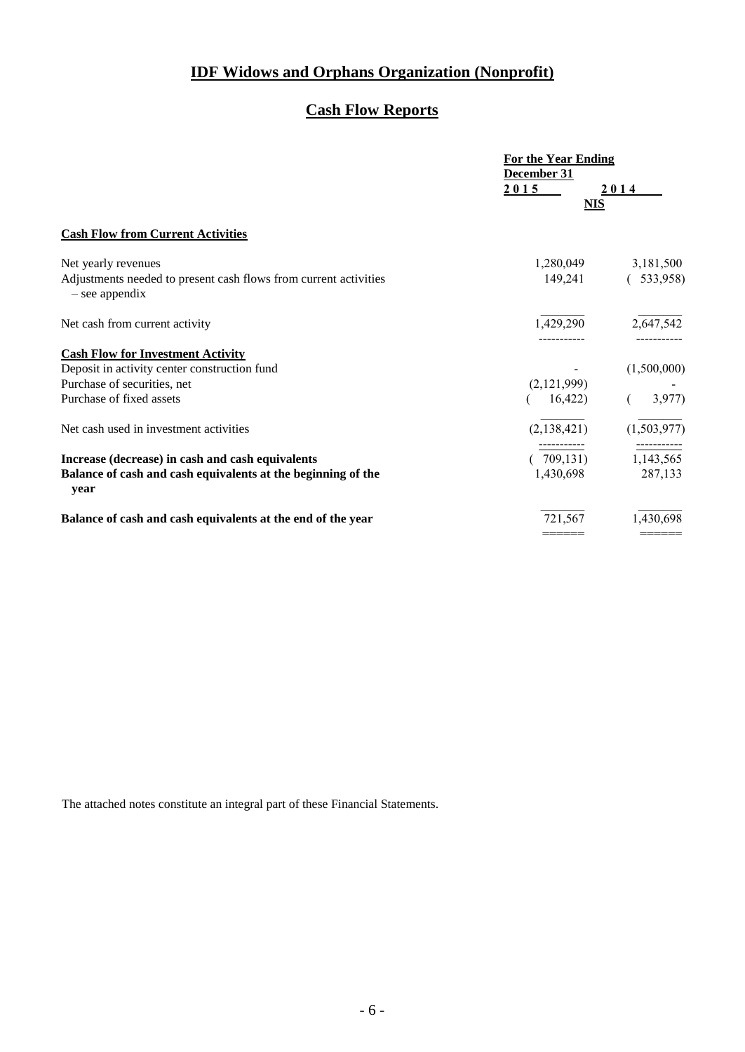# IDF Widows and Orphans Organization (Nonprofit)

## Cash Flow Reports

| | For the Year Ending December 31 2015 | 2014 |
|---|---|---|
| | NIS | |
| **Cash Flow from Current Activities** | | |
| Net yearly revenues | 1,280,049 | 3,181,500 |
| Adjustments needed to present cash flows from current activities – see appendix | 149,241 | (533,958) |
| Net cash from current activity | 1,429,290 | 2,647,542 |
| **Cash Flow for Investment Activity** | | |
| Deposit in activity center construction fund | - | (1,500,000) |
| Purchase of securities, net | (2,121,999) | - |
| Purchase of fixed assets | (16,422) | (3,977) |
| Net cash used in investment activities | (2,138,421) | (1,503,977) |
| **Increase (decrease) in cash and cash equivalents** | (709,131) | 1,143,565 |
| **Balance of cash and cash equivalents at the beginning of the year** | 1,430,698 | 287,133 |
| **Balance of cash and cash equivalents at the end of the year** | 721,567 | 1,430,698 |

The attached notes constitute an integral part of these Financial Statements.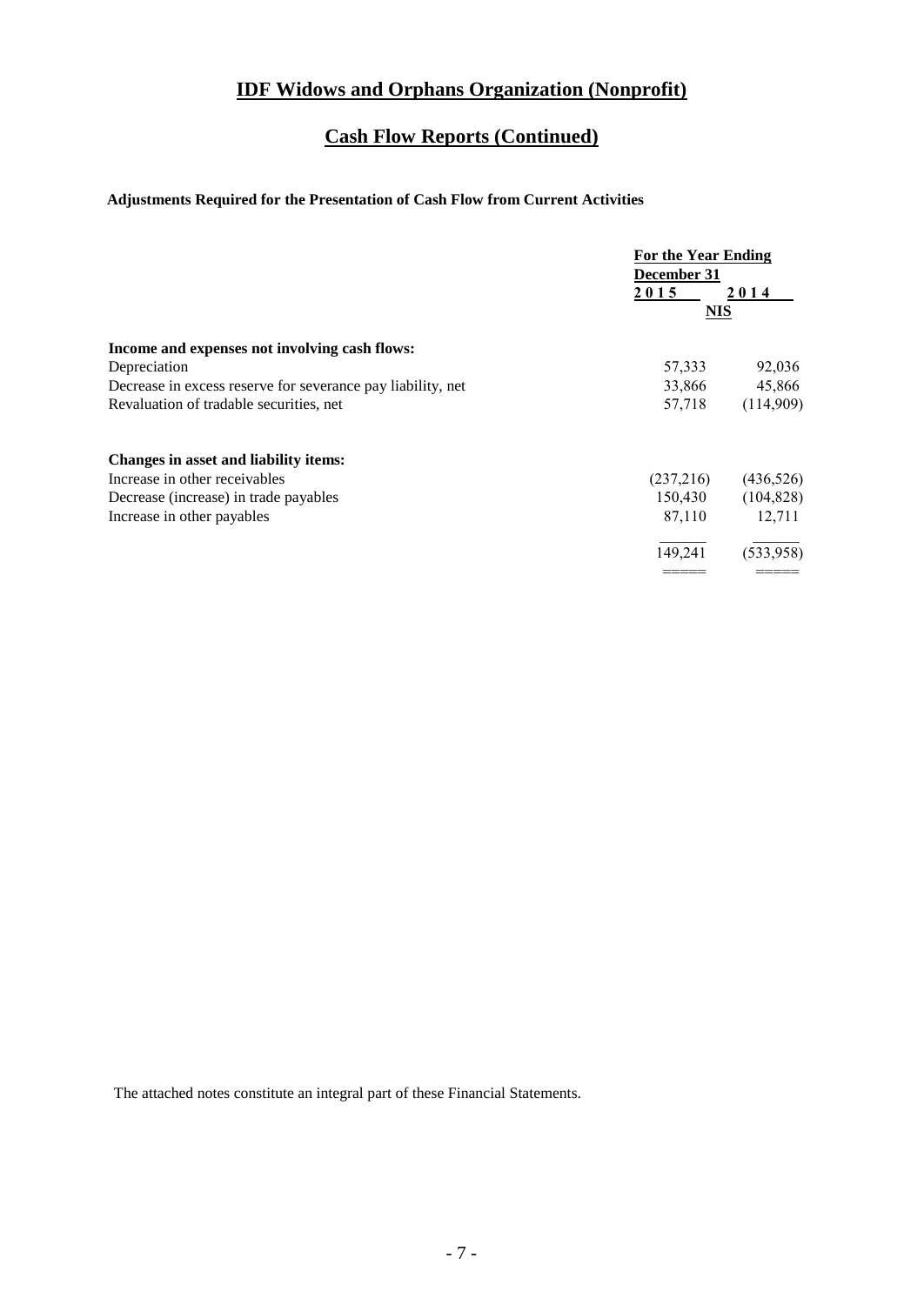# IDF Widows and Orphans Organization (Nonprofit)

## Cash Flow Reports (Continued)

**Adjustments Required for the Presentation of Cash Flow from Current Activities**

| | For the Year Ending December 31 | |
|---|---|---|
| | 2015 | 2014 |
| | NIS | |
| **Income and expenses not involving cash flows:** | | |
| Depreciation | 57,333 | 92,036 |
| Decrease in excess reserve for severance pay liability, net | 33,866 | 45,866 |
| Revaluation of tradable securities, net | 57,718 | (114,909) |
| **Changes in asset and liability items:** | | |
| Increase in other receivables | (237,216) | (436,526) |
| Decrease (increase) in trade payables | 150,430 | (104,828) |
| Increase in other payables | 87,110 | 12,711 |
| | 149,241 | (533,958) |

The attached notes constitute an integral part of these Financial Statements.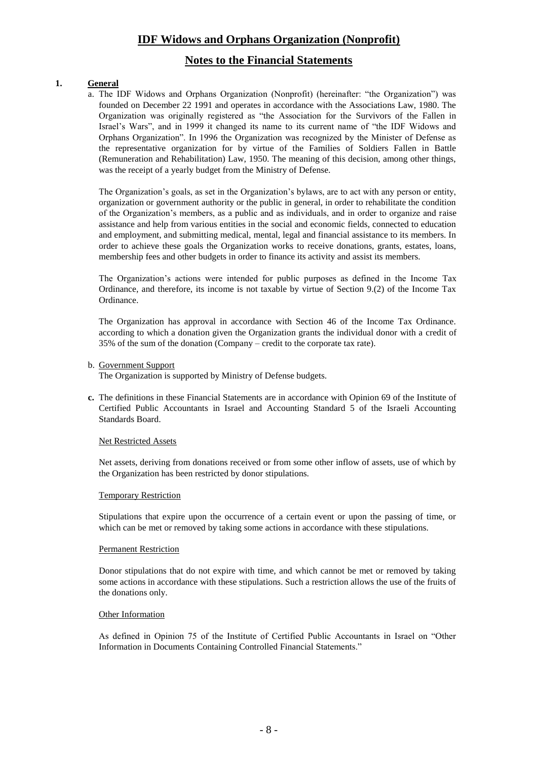# IDF Widows and Orphans Organization (Nonprofit)

## Notes to the Financial Statements

### 1. General

a. The IDF Widows and Orphans Organization (Nonprofit) (hereinafter: "the Organization") was founded on December 22 1991 and operates in accordance with the Associations Law, 1980. The Organization was originally registered as "the Association for the Survivors of the Fallen in Israel's Wars", and in 1999 it changed its name to its current name of "the IDF Widows and Orphans Organization". In 1996 the Organization was recognized by the Minister of Defense as the representative organization for by virtue of the Families of Soldiers Fallen in Battle (Remuneration and Rehabilitation) Law, 1950. The meaning of this decision, among other things, was the receipt of a yearly budget from the Ministry of Defense.

The Organization's goals, as set in the Organization's bylaws, are to act with any person or entity, organization or government authority or the public in general, in order to rehabilitate the condition of the Organization's members, as a public and as individuals, and in order to organize and raise assistance and help from various entities in the social and economic fields, connected to education and employment, and submitting medical, mental, legal and financial assistance to its members. In order to achieve these goals the Organization works to receive donations, grants, estates, loans, membership fees and other budgets in order to finance its activity and assist its members.

The Organization's actions were intended for public purposes as defined in the Income Tax Ordinance, and therefore, its income is not taxable by virtue of Section 9.(2) of the Income Tax Ordinance.

The Organization has approval in accordance with Section 46 of the Income Tax Ordinance. according to which a donation given the Organization grants the individual donor with a credit of 35% of the sum of the donation (Company – credit to the corporate tax rate).

b. Government Support

The Organization is supported by Ministry of Defense budgets.

**c.** The definitions in these Financial Statements are in accordance with Opinion 69 of the Institute of Certified Public Accountants in Israel and Accounting Standard 5 of the Israeli Accounting Standards Board.

Net Restricted Assets

Net assets, deriving from donations received or from some other inflow of assets, use of which by the Organization has been restricted by donor stipulations.

Temporary Restriction

Stipulations that expire upon the occurrence of a certain event or upon the passing of time, or which can be met or removed by taking some actions in accordance with these stipulations.

Permanent Restriction

Donor stipulations that do not expire with time, and which cannot be met or removed by taking some actions in accordance with these stipulations. Such a restriction allows the use of the fruits of the donations only.

Other Information

As defined in Opinion 75 of the Institute of Certified Public Accountants in Israel on "Other Information in Documents Containing Controlled Financial Statements."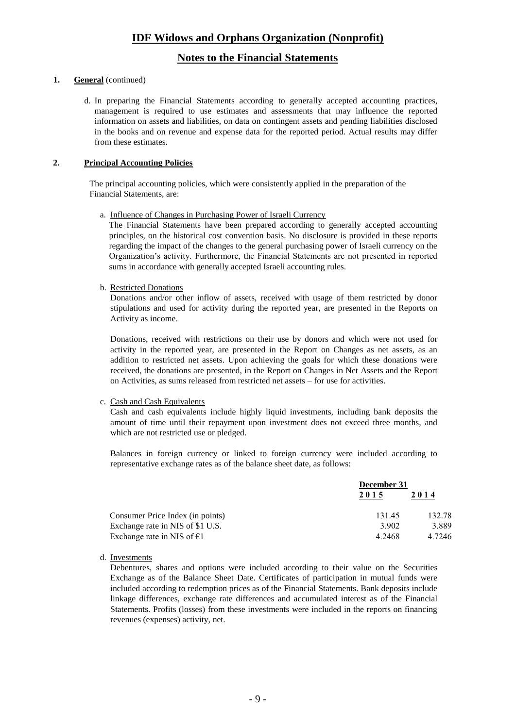# IDF Widows and Orphans Organization (Nonprofit)

## Notes to the Financial Statements

**1. General** (continued)

d. In preparing the Financial Statements according to generally accepted accounting practices, management is required to use estimates and assessments that may influence the reported information on assets and liabilities, on data on contingent assets and pending liabilities disclosed in the books and on revenue and expense data for the reported period. Actual results may differ from these estimates.

**2. Principal Accounting Policies**

The principal accounting policies, which were consistently applied in the preparation of the Financial Statements, are:

a. Influence of Changes in Purchasing Power of Israeli Currency

The Financial Statements have been prepared according to generally accepted accounting principles, on the historical cost convention basis. No disclosure is provided in these reports regarding the impact of the changes to the general purchasing power of Israeli currency on the Organization's activity. Furthermore, the Financial Statements are not presented in reported sums in accordance with generally accepted Israeli accounting rules.

b. Restricted Donations

Donations and/or other inflow of assets, received with usage of them restricted by donor stipulations and used for activity during the reported year, are presented in the Reports on Activity as income.

Donations, received with restrictions on their use by donors and which were not used for activity in the reported year, are presented in the Report on Changes as net assets, as an addition to restricted net assets. Upon achieving the goals for which these donations were received, the donations are presented, in the Report on Changes in Net Assets and the Report on Activities, as sums released from restricted net assets – for use for activities.

c. Cash and Cash Equivalents

Cash and cash equivalents include highly liquid investments, including bank deposits the amount of time until their repayment upon investment does not exceed three months, and which are not restricted use or pledged.

Balances in foreign currency or linked to foreign currency were included according to representative exchange rates as of the balance sheet date, as follows:

| | December 31 | |
|---|---|---|
| | 2015 | 2014 |
| Consumer Price Index (in points) | 131.45 | 132.78 |
| Exchange rate in NIS of $1 U.S. | 3.902 | 3.889 |
| Exchange rate in NIS of €1 | 4.2468 | 4.7246 |

d. Investments

Debentures, shares and options were included according to their value on the Securities Exchange as of the Balance Sheet Date. Certificates of participation in mutual funds were included according to redemption prices as of the Financial Statements. Bank deposits include linkage differences, exchange rate differences and accumulated interest as of the Financial Statements. Profits (losses) from these investments were included in the reports on financing revenues (expenses) activity, net.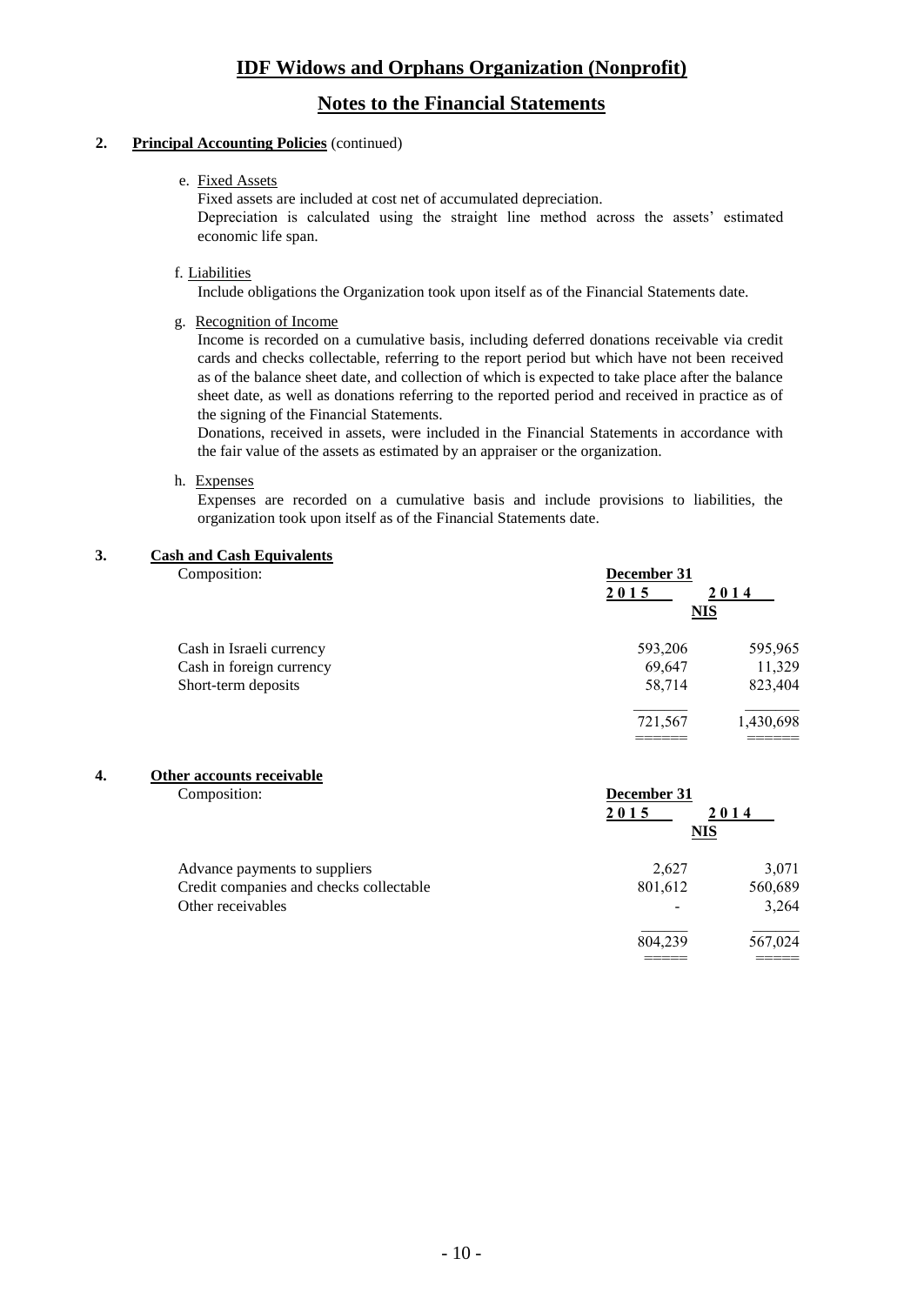# IDF Widows and Orphans Organization (Nonprofit)

## Notes to the Financial Statements

**2. Principal Accounting Policies** (continued)

e. Fixed Assets

Fixed assets are included at cost net of accumulated depreciation.

Depreciation is calculated using the straight line method across the assets' estimated economic life span.

f. Liabilities

Include obligations the Organization took upon itself as of the Financial Statements date.

g. Recognition of Income

Income is recorded on a cumulative basis, including deferred donations receivable via credit cards and checks collectable, referring to the report period but which have not been received as of the balance sheet date, and collection of which is expected to take place after the balance sheet date, as well as donations referring to the reported period and received in practice as of the signing of the Financial Statements.

Donations, received in assets, were included in the Financial Statements in accordance with the fair value of the assets as estimated by an appraiser or the organization.

h. Expenses

Expenses are recorded on a cumulative basis and include provisions to liabilities, the organization took upon itself as of the Financial Statements date.

**3. Cash and Cash Equivalents**

Composition:

| | December 31 | |
|---|---|---|
| | 2015 | 2014 |
| | NIS | |
| Cash in Israeli currency | 593,206 | 595,965 |
| Cash in foreign currency | 69,647 | 11,329 |
| Short-term deposits | 58,714 | 823,404 |
| | 721,567 | 1,430,698 |

**4. Other accounts receivable**

Composition:

| | December 31 | |
|---|---|---|
| | 2015 | 2014 |
| | NIS | |
| Advance payments to suppliers | 2,627 | 3,071 |
| Credit companies and checks collectable | 801,612 | 560,689 |
| Other receivables | - | 3,264 |
| | 804,239 | 567,024 |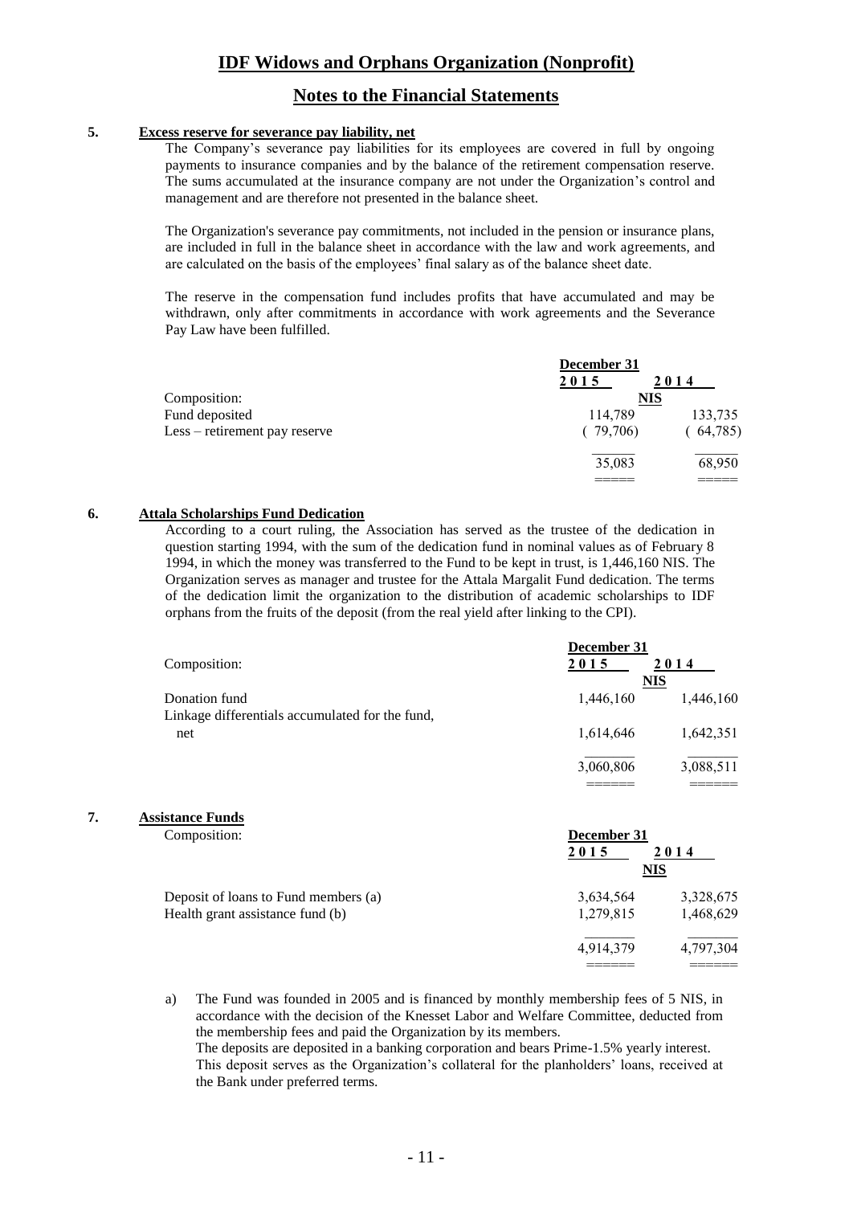# IDF Widows and Orphans Organization (Nonprofit)

## Notes to the Financial Statements

### 5. Excess reserve for severance pay liability, net

The Company's severance pay liabilities for its employees are covered in full by ongoing payments to insurance companies and by the balance of the retirement compensation reserve. The sums accumulated at the insurance company are not under the Organization's control and management and are therefore not presented in the balance sheet.

The Organization's severance pay commitments, not included in the pension or insurance plans, are included in full in the balance sheet in accordance with the law and work agreements, and are calculated on the basis of the employees' final salary as of the balance sheet date.

The reserve in the compensation fund includes profits that have accumulated and may be withdrawn, only after commitments in accordance with work agreements and the Severance Pay Law have been fulfilled.

| | December 31 2015 | December 31 2014 |
|---|---|---|
| | NIS | NIS |
| Composition: | | |
| Fund deposited | 114,789 | 133,735 |
| Less – retirement pay reserve | ( 79,706) | ( 64,785) |
| | 35,083 | 68,950 |

### 6. Attala Scholarships Fund Dedication

According to a court ruling, the Association has served as the trustee of the dedication in question starting 1994, with the sum of the dedication fund in nominal values as of February 8 1994, in which the money was transferred to the Fund to be kept in trust, is 1,446,160 NIS. The Organization serves as manager and trustee for the Attala Margalit Fund dedication. The terms of the dedication limit the organization to the distribution of academic scholarships to IDF orphans from the fruits of the deposit (from the real yield after linking to the CPI).

| Composition: | December 31 2015 | December 31 2014 |
|---|---|---|
| | NIS | NIS |
| Donation fund | 1,446,160 | 1,446,160 |
| Linkage differentials accumulated for the fund, net | 1,614,646 | 1,642,351 |
| | 3,060,806 | 3,088,511 |

### 7. Assistance Funds

| Composition: | December 31 2015 | December 31 2014 |
|---|---|---|
| | NIS | NIS |
| Deposit of loans to Fund members (a) | 3,634,564 | 3,328,675 |
| Health grant assistance fund (b) | 1,279,815 | 1,468,629 |
| | 4,914,379 | 4,797,304 |

a) The Fund was founded in 2005 and is financed by monthly membership fees of 5 NIS, in accordance with the decision of the Knesset Labor and Welfare Committee, deducted from the membership fees and paid the Organization by its members.
The deposits are deposited in a banking corporation and bears Prime-1.5% yearly interest.
This deposit serves as the Organization's collateral for the planholders' loans, received at the Bank under preferred terms.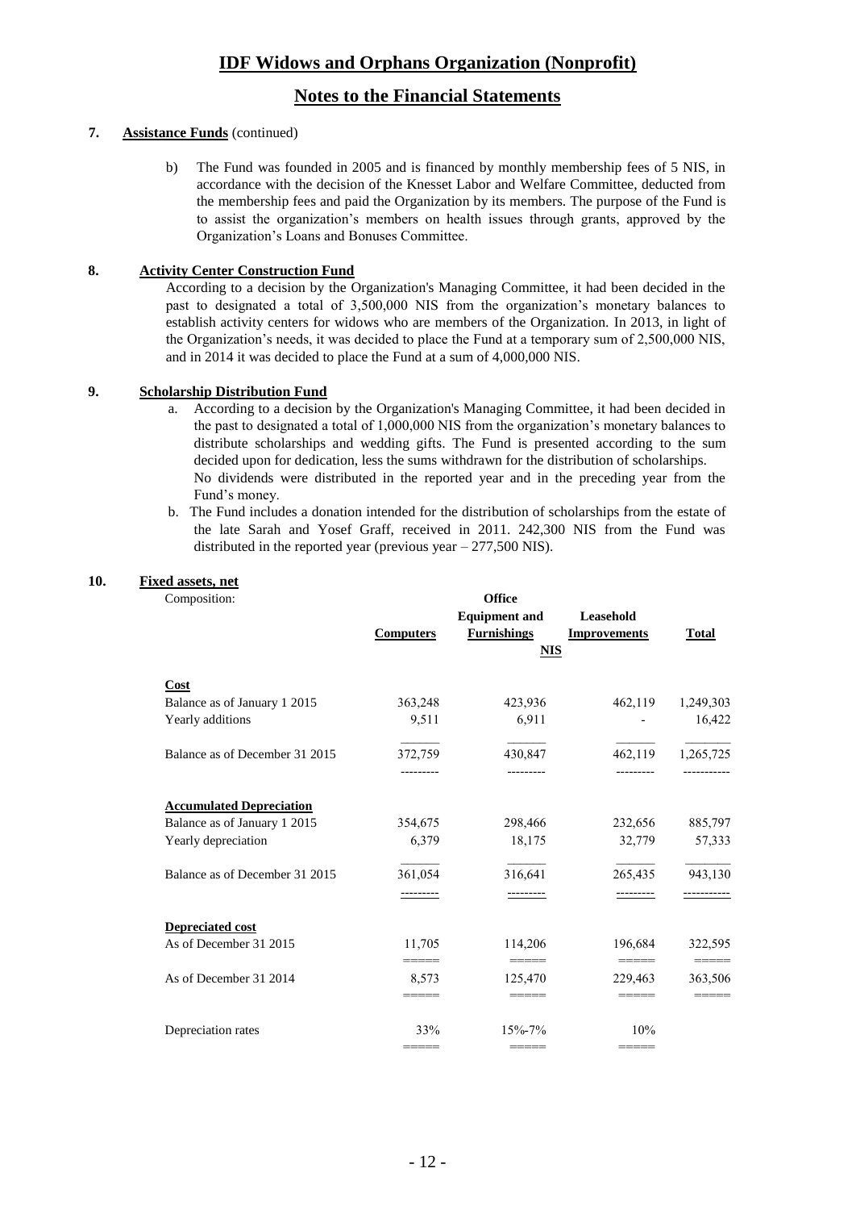# IDF Widows and Orphans Organization (Nonprofit)

## Notes to the Financial Statements

**7. Assistance Funds** (continued)

b) The Fund was founded in 2005 and is financed by monthly membership fees of 5 NIS, in accordance with the decision of the Knesset Labor and Welfare Committee, deducted from the membership fees and paid the Organization by its members. The purpose of the Fund is to assist the organization's members on health issues through grants, approved by the Organization's Loans and Bonuses Committee.

**8. Activity Center Construction Fund**

According to a decision by the Organization's Managing Committee, it had been decided in the past to designated a total of 3,500,000 NIS from the organization's monetary balances to establish activity centers for widows who are members of the Organization. In 2013, in light of the Organization's needs, it was decided to place the Fund at a temporary sum of 2,500,000 NIS, and in 2014 it was decided to place the Fund at a sum of 4,000,000 NIS.

**9. Scholarship Distribution Fund**

a. According to a decision by the Organization's Managing Committee, it had been decided in the past to designated a total of 1,000,000 NIS from the organization's monetary balances to distribute scholarships and wedding gifts. The Fund is presented according to the sum decided upon for dedication, less the sums withdrawn for the distribution of scholarships. No dividends were distributed in the reported year and in the preceding year from the Fund's money.

b. The Fund includes a donation intended for the distribution of scholarships from the estate of the late Sarah and Yosef Graff, received in 2011. 242,300 NIS from the Fund was distributed in the reported year (previous year – 277,500 NIS).

**10. Fixed assets, net**

Composition:

| | Computers | Office Equipment and Furnishings | Leasehold Improvements | Total |
|---|---|---|---|---|
| | | NIS | | |
| **Cost** | | | | |
| Balance as of January 1 2015 | 363,248 | 423,936 | 462,119 | 1,249,303 |
| Yearly additions | 9,511 | 6,911 | - | 16,422 |
| Balance as of December 31 2015 | 372,759 | 430,847 | 462,119 | 1,265,725 |
| **Accumulated Depreciation** | | | | |
| Balance as of January 1 2015 | 354,675 | 298,466 | 232,656 | 885,797 |
| Yearly depreciation | 6,379 | 18,175 | 32,779 | 57,333 |
| Balance as of December 31 2015 | 361,054 | 316,641 | 265,435 | 943,130 |
| **Depreciated cost** | | | | |
| As of December 31 2015 | 11,705 | 114,206 | 196,684 | 322,595 |
| As of December 31 2014 | 8,573 | 125,470 | 229,463 | 363,506 |
| Depreciation rates | 33% | 15%-7% | 10% | |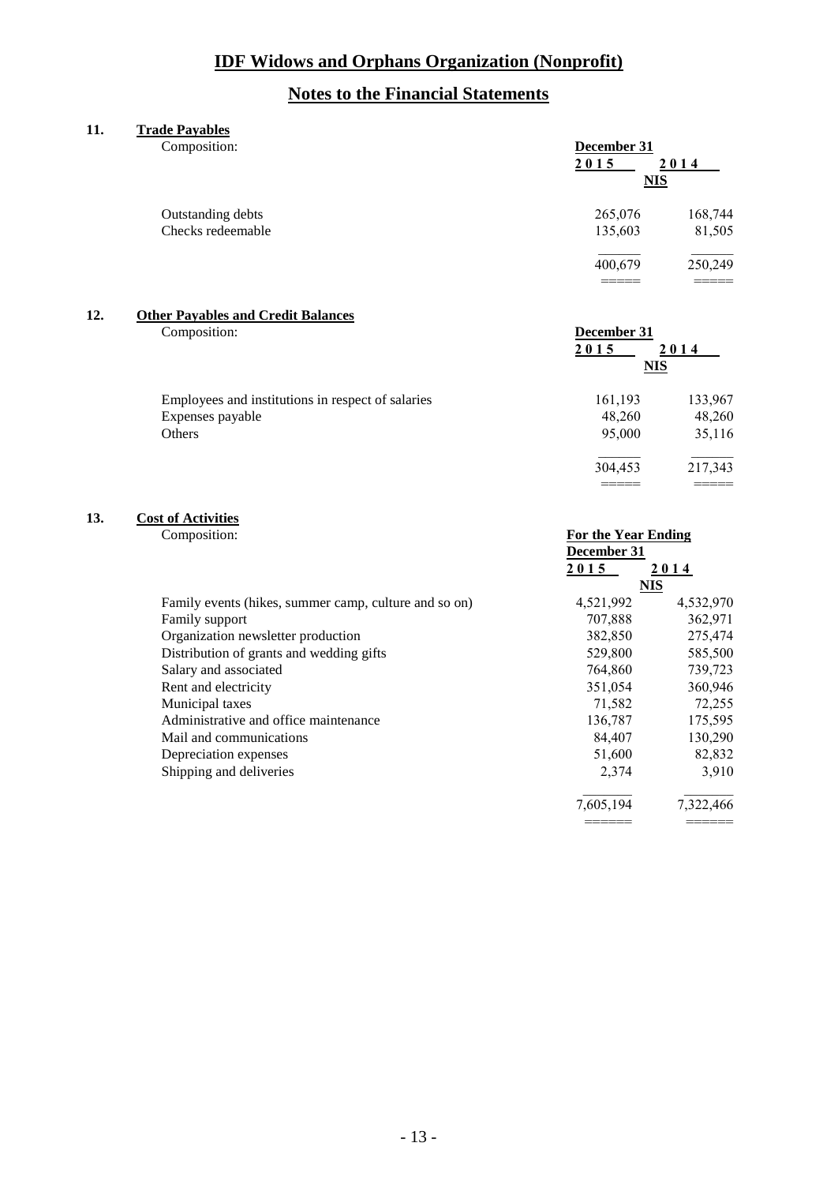# IDF Widows and Orphans Organization (Nonprofit)

## Notes to the Financial Statements

### 11. Trade Payables

Composition:

| | December 31 2015 | December 31 2014 |
|---|---|---|
| | NIS | |
| Outstanding debts | 265,076 | 168,744 |
| Checks redeemable | 135,603 | 81,505 |
| | 400,679 | 250,249 |

### 12. Other Payables and Credit Balances

Composition:

| | December 31 2015 | December 31 2014 |
|---|---|---|
| | NIS | |
| Employees and institutions in respect of salaries | 161,193 | 133,967 |
| Expenses payable | 48,260 | 48,260 |
| Others | 95,000 | 35,116 |
| | 304,453 | 217,343 |

### 13. Cost of Activities

Composition:

| | For the Year Ending December 31 2015 | For the Year Ending December 31 2014 |
|---|---|---|
| | NIS | |
| Family events (hikes, summer camp, culture and so on) | 4,521,992 | 4,532,970 |
| Family support | 707,888 | 362,971 |
| Organization newsletter production | 382,850 | 275,474 |
| Distribution of grants and wedding gifts | 529,800 | 585,500 |
| Salary and associated | 764,860 | 739,723 |
| Rent and electricity | 351,054 | 360,946 |
| Municipal taxes | 71,582 | 72,255 |
| Administrative and office maintenance | 136,787 | 175,595 |
| Mail and communications | 84,407 | 130,290 |
| Depreciation expenses | 51,600 | 82,832 |
| Shipping and deliveries | 2,374 | 3,910 |
| | 7,605,194 | 7,322,466 |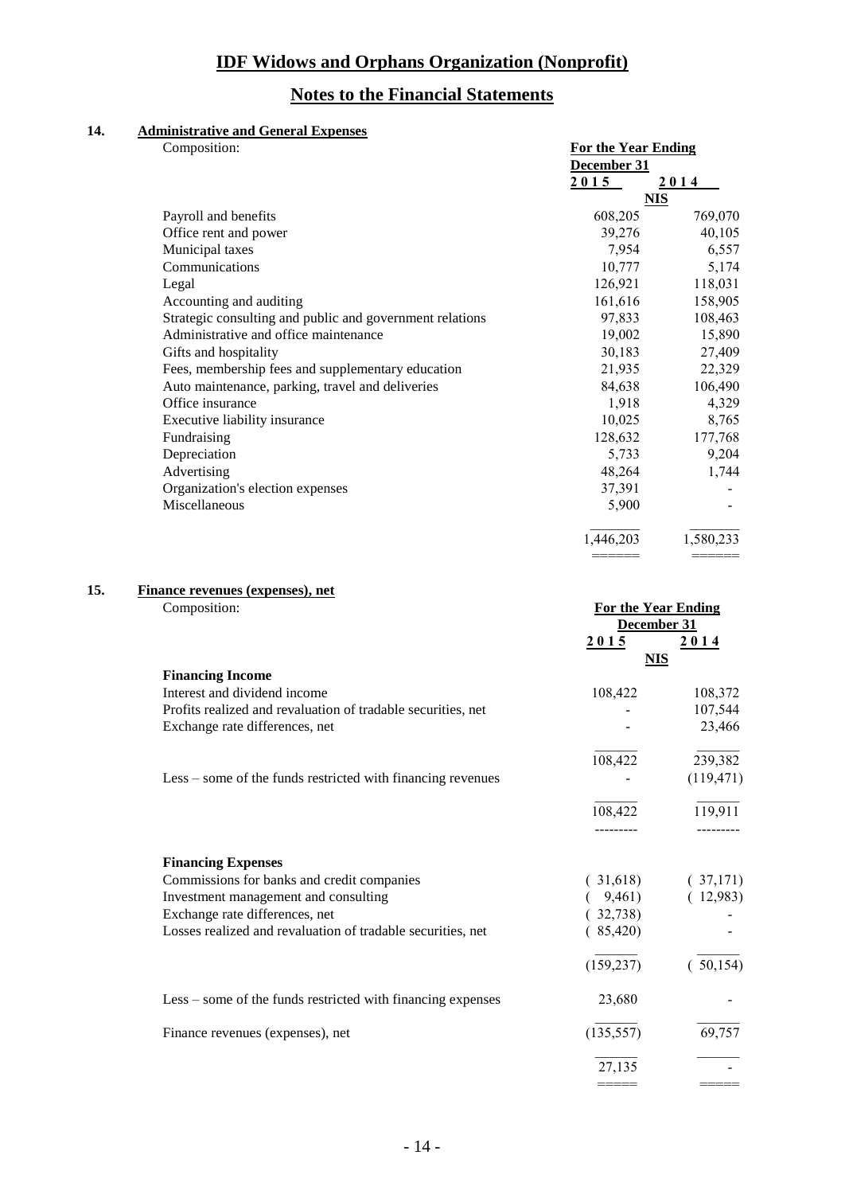# IDF Widows and Orphans Organization (Nonprofit)

## Notes to the Financial Statements

### 14. Administrative and General Expenses

Composition:

| | For the Year Ending December 31 | |
|---|---|---|
| | 2015 | 2014 |
| | NIS | |
| Payroll and benefits | 608,205 | 769,070 |
| Office rent and power | 39,276 | 40,105 |
| Municipal taxes | 7,954 | 6,557 |
| Communications | 10,777 | 5,174 |
| Legal | 126,921 | 118,031 |
| Accounting and auditing | 161,616 | 158,905 |
| Strategic consulting and public and government relations | 97,833 | 108,463 |
| Administrative and office maintenance | 19,002 | 15,890 |
| Gifts and hospitality | 30,183 | 27,409 |
| Fees, membership fees and supplementary education | 21,935 | 22,329 |
| Auto maintenance, parking, travel and deliveries | 84,638 | 106,490 |
| Office insurance | 1,918 | 4,329 |
| Executive liability insurance | 10,025 | 8,765 |
| Fundraising | 128,632 | 177,768 |
| Depreciation | 5,733 | 9,204 |
| Advertising | 48,264 | 1,744 |
| Organization's election expenses | 37,391 | - |
| Miscellaneous | 5,900 | - |
| | 1,446,203 | 1,580,233 |

### 15. Finance revenues (expenses), net

Composition:

| | For the Year Ending December 31 | |
|---|---|---|
| | 2015 | 2014 |
| | NIS | |
| **Financing Income** | | |
| Interest and dividend income | 108,422 | 108,372 |
| Profits realized and revaluation of tradable securities, net | - | 107,544 |
| Exchange rate differences, net | - | 23,466 |
| | 108,422 | 239,382 |
| Less – some of the funds restricted with financing revenues | - | (119,471) |
| | 108,422 | 119,911 |
| **Financing Expenses** | | |
| Commissions for banks and credit companies | ( 31,618) | ( 37,171) |
| Investment management and consulting | ( 9,461) | ( 12,983) |
| Exchange rate differences, net | ( 32,738) | - |
| Losses realized and revaluation of tradable securities, net | ( 85,420) | - |
| | (159,237) | ( 50,154) |
| Less – some of the funds restricted with financing expenses | 23,680 | - |
| Finance revenues (expenses), net | (135,557) | 69,757 |
| | 27,135 | - |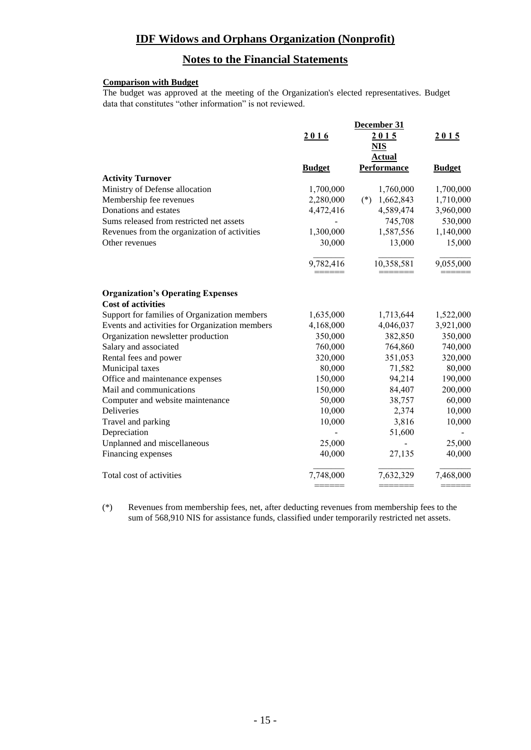# IDF Widows and Orphans Organization (Nonprofit)

## Notes to the Financial Statements

**Comparison with Budget**

The budget was approved at the meeting of the Organization's elected representatives. Budget data that constitutes "other information" is not reviewed.

| | December 31 | | |
|---|---|---|---|
| | 2016 | 2015 | 2015 |
| | | NIS | |
| | Budget | Actual Performance | Budget |
| **Activity Turnover** | | | |
| Ministry of Defense allocation | 1,700,000 | 1,760,000 | 1,700,000 |
| Membership fee revenues | 2,280,000 | (*) 1,662,843 | 1,710,000 |
| Donations and estates | 4,472,416 | 4,589,474 | 3,960,000 |
| Sums released from restricted net assets | - | 745,708 | 530,000 |
| Revenues from the organization of activities | 1,300,000 | 1,587,556 | 1,140,000 |
| Other revenues | 30,000 | 13,000 | 15,000 |
| | 9,782,416 | 10,358,581 | 9,055,000 |
| **Organization's Operating Expenses** | | | |
| **Cost of activities** | | | |
| Support for families of Organization members | 1,635,000 | 1,713,644 | 1,522,000 |
| Events and activities for Organization members | 4,168,000 | 4,046,037 | 3,921,000 |
| Organization newsletter production | 350,000 | 382,850 | 350,000 |
| Salary and associated | 760,000 | 764,860 | 740,000 |
| Rental fees and power | 320,000 | 351,053 | 320,000 |
| Municipal taxes | 80,000 | 71,582 | 80,000 |
| Office and maintenance expenses | 150,000 | 94,214 | 190,000 |
| Mail and communications | 150,000 | 84,407 | 200,000 |
| Computer and website maintenance | 50,000 | 38,757 | 60,000 |
| Deliveries | 10,000 | 2,374 | 10,000 |
| Travel and parking | 10,000 | 3,816 | 10,000 |
| Depreciation | - | 51,600 | - |
| Unplanned and miscellaneous | 25,000 | - | 25,000 |
| Financing expenses | 40,000 | 27,135 | 40,000 |
| Total cost of activities | 7,748,000 | 7,632,329 | 7,468,000 |

(*) Revenues from membership fees, net, after deducting revenues from membership fees to the sum of 568,910 NIS for assistance funds, classified under temporarily restricted net assets.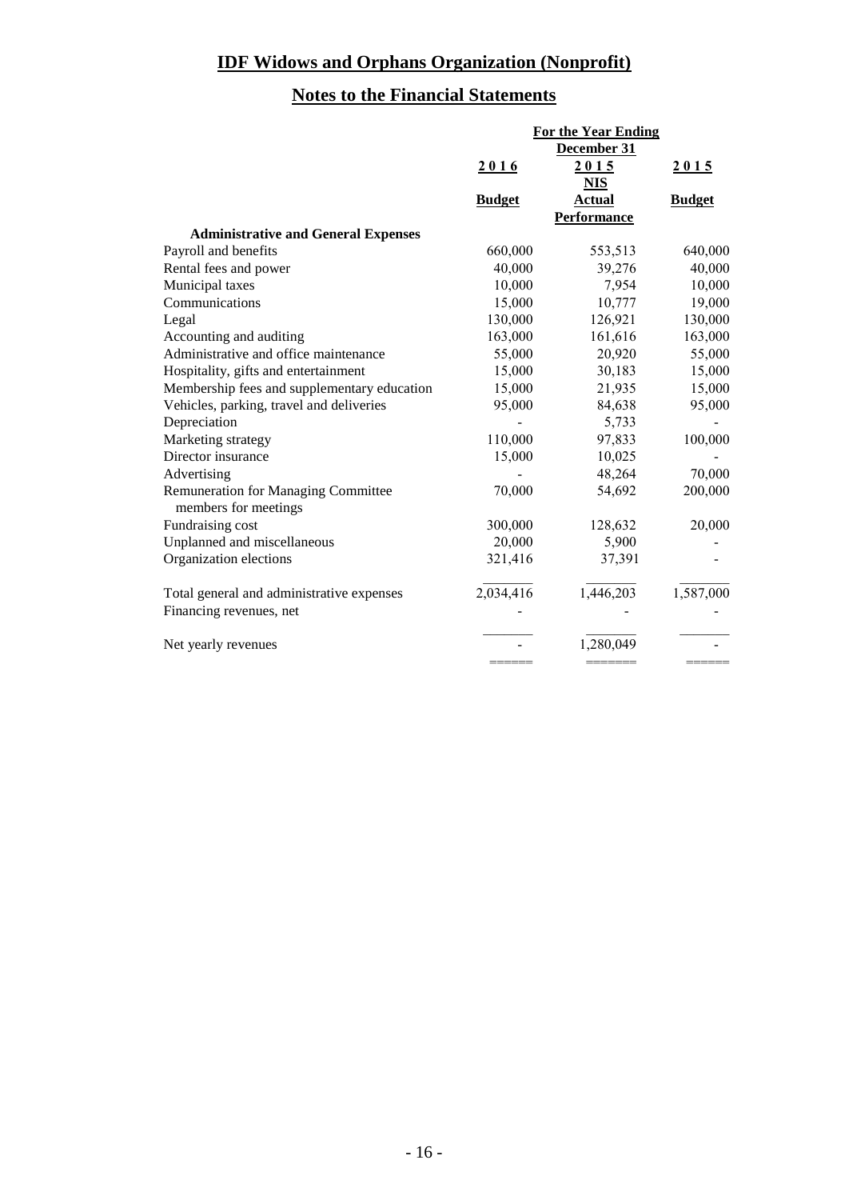# IDF Widows and Orphans Organization (Nonprofit)

## Notes to the Financial Statements

| | For the Year Ending December 31 | | |
|---|---|---|---|
| | 2016 | 2015 | 2015 |
| | | NIS | |
| | Budget | Actual Performance | Budget |
| **Administrative and General Expenses** | | | |
| Payroll and benefits | 660,000 | 553,513 | 640,000 |
| Rental fees and power | 40,000 | 39,276 | 40,000 |
| Municipal taxes | 10,000 | 7,954 | 10,000 |
| Communications | 15,000 | 10,777 | 19,000 |
| Legal | 130,000 | 126,921 | 130,000 |
| Accounting and auditing | 163,000 | 161,616 | 163,000 |
| Administrative and office maintenance | 55,000 | 20,920 | 55,000 |
| Hospitality, gifts and entertainment | 15,000 | 30,183 | 15,000 |
| Membership fees and supplementary education | 15,000 | 21,935 | 15,000 |
| Vehicles, parking, travel and deliveries | 95,000 | 84,638 | 95,000 |
| Depreciation | - | 5,733 | - |
| Marketing strategy | 110,000 | 97,833 | 100,000 |
| Director insurance | 15,000 | 10,025 | - |
| Advertising | - | 48,264 | 70,000 |
| Remuneration for Managing Committee members for meetings | 70,000 | 54,692 | 200,000 |
| Fundraising cost | 300,000 | 128,632 | 20,000 |
| Unplanned and miscellaneous | 20,000 | 5,900 | - |
| Organization elections | 321,416 | 37,391 | - |
| Total general and administrative expenses | 2,034,416 | 1,446,203 | 1,587,000 |
| Financing revenues, net | - | - | - |
| Net yearly revenues | - | 1,280,049 | - |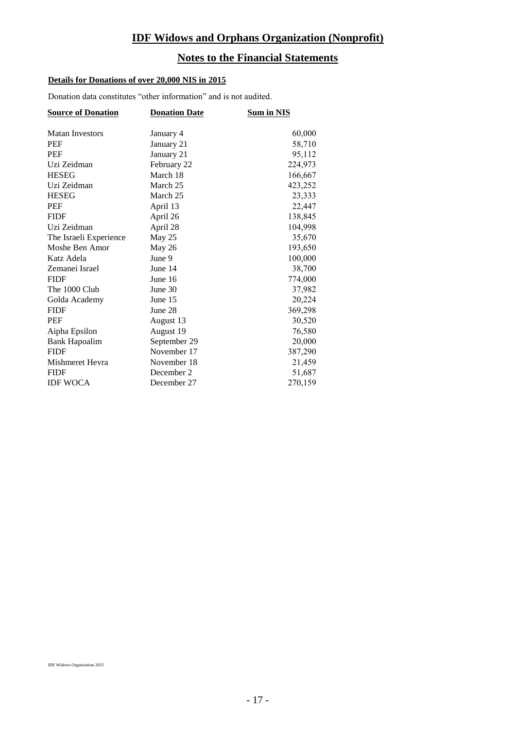# IDF Widows and Orphans Organization (Nonprofit)

## Notes to the Financial Statements

### Details for Donations of over 20,000 NIS in 2015

Donation data constitutes "other information" and is not audited.

| Source of Donation | Donation Date | Sum in NIS |
|---|---|---|
| Matan Investors | January 4 | 60,000 |
| PEF | January 21 | 58,710 |
| PEF | January 21 | 95,112 |
| Uzi Zeidman | February 22 | 224,973 |
| HESEG | March 18 | 166,667 |
| Uzi Zeidman | March 25 | 423,252 |
| HESEG | March 25 | 23,333 |
| PEF | April 13 | 22,447 |
| FIDF | April 26 | 138,845 |
| Uzi Zeidman | April 28 | 104,998 |
| The Israeli Experience | May 25 | 35,670 |
| Moshe Ben Amor | May 26 | 193,650 |
| Katz Adela | June 9 | 100,000 |
| Zemanei Israel | June 14 | 38,700 |
| FIDF | June 16 | 774,000 |
| The 1000 Club | June 30 | 37,982 |
| Golda Academy | June 15 | 20,224 |
| FIDF | June 28 | 369,298 |
| PEF | August 13 | 30,520 |
| Aipha Epsilon | August 19 | 76,580 |
| Bank Hapoalim | September 29 | 20,000 |
| FIDF | November 17 | 387,290 |
| Mishmeret Hevra | November 18 | 21,459 |
| FIDF | December 2 | 51,687 |
| IDF WOCA | December 27 | 270,159 |